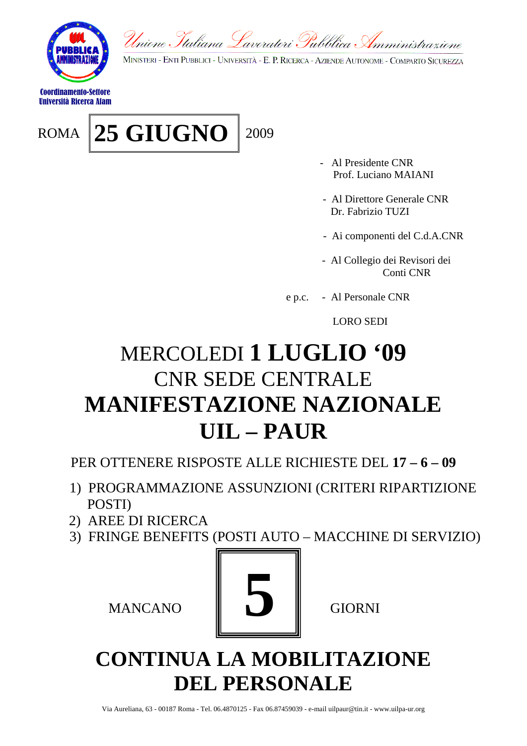*Unione Italiana Lavoratori Pubblica Amministrazione*

MINISTERI - ENTI PUBBLICI - UNIVERSITÀ - E. P. RICERCA - AZIENDE AUTONOME - COMPARTO SICUREZZA

**Coordinamento-Settore Università Ricerca Afam**

ROMA **25 GIUGNO** 2009

- Al Presidente CNR
  Prof. Luciano MAIANI
- Al Direttore Generale CNR
  Dr. Fabrizio TUZI
- Ai componenti del C.d.A.CNR
- Al Collegio dei Revisori dei Conti CNR

e p.c. - Al Personale CNR

LORO SEDI

# MERCOLEDI **1 LUGLIO '09**
# CNR SEDE CENTRALE
# **MANIFESTAZIONE NAZIONALE**
# **UIL – PAUR**

PER OTTENERE RISPOSTE ALLE RICHIESTE DEL **17 – 6 – 09**

1) PROGRAMMAZIONE ASSUNZIONI (CRITERI RIPARTIZIONE POSTI)
2) AREE DI RICERCA
3) FRINGE BENEFITS (POSTI AUTO – MACCHINE DI SERVIZIO)

MANCANO **5** GIORNI

# **CONTINUA LA MOBILITAZIONE DEL PERSONALE**

Via Aureliana, 63 - 00187 Roma - Tel. 06.4870125 - Fax 06.87459039 - e-mail uilpaur@tin.it - www.uilpa-ur.org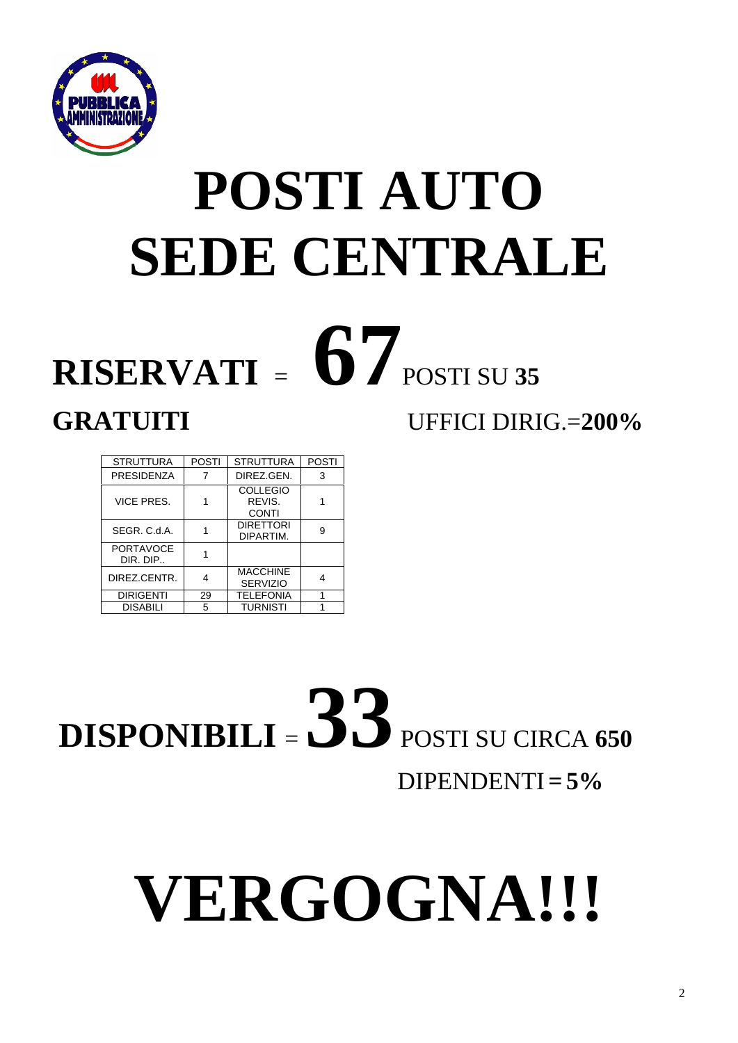# POSTI AUTO SEDE CENTRALE

**RISERVATI** = **67** POSTI SU **35**

**GRATUITI** UFFICI DIRIG.=**200%**

| STRUTTURA | POSTI | STRUTTURA | POSTI |
|---|---|---|---|
| PRESIDENZA | 7 | DIREZ.GEN. | 3 |
| VICE PRES. | 1 | COLLEGIO REVIS. CONTI | 1 |
| SEGR. C.d.A. | 1 | DIRETTORI DIPARTIM. | 9 |
| PORTAVOCE DIR. DIP.. | 1 | | |
| DIREZ.CENTR. | 4 | MACCHINE SERVIZIO | 4 |
| DIRIGENTI | 29 | TELEFONIA | 1 |
| DISABILI | 5 | TURNISTI | 1 |

**DISPONIBILI** = **33** POSTI SU CIRCA **650** DIPENDENTI **= 5%**

# VERGOGNA!!!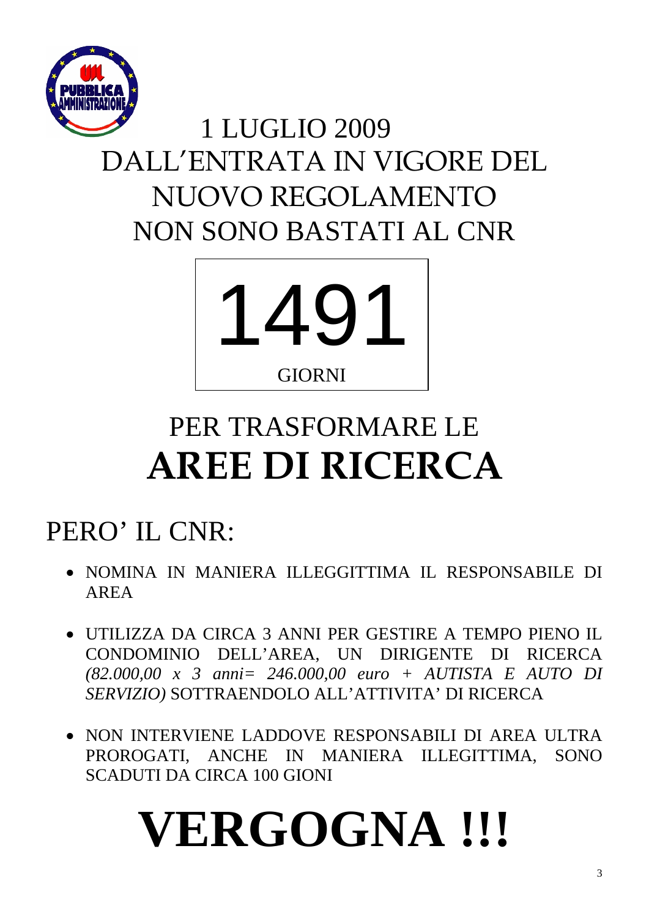# 1 LUGLIO 2009 DALL'ENTRATA IN VIGORE DEL NUOVO REGOLAMENTO NON SONO BASTATI AL CNR

# 1491

GIORNI

## PER TRASFORMARE LE
# AREE DI RICERCA

## PERO' IL CNR:

- NOMINA IN MANIERA ILLEGGITTIMA IL RESPONSABILE DI AREA
- UTILIZZA DA CIRCA 3 ANNI PER GESTIRE A TEMPO PIENO IL CONDOMINIO DELL'AREA, UN DIRIGENTE DI RICERCA *(82.000,00 x 3 anni= 246.000,00 euro + AUTISTA E AUTO DI SERVIZIO)* SOTTRAENDOLO ALL'ATTIVITA' DI RICERCA
- NON INTERVIENE LADDOVE RESPONSABILI DI AREA ULTRA PROROGATI, ANCHE IN MANIERA ILLEGITTIMA, SONO SCADUTI DA CIRCA 100 GIONI

# VERGOGNA !!!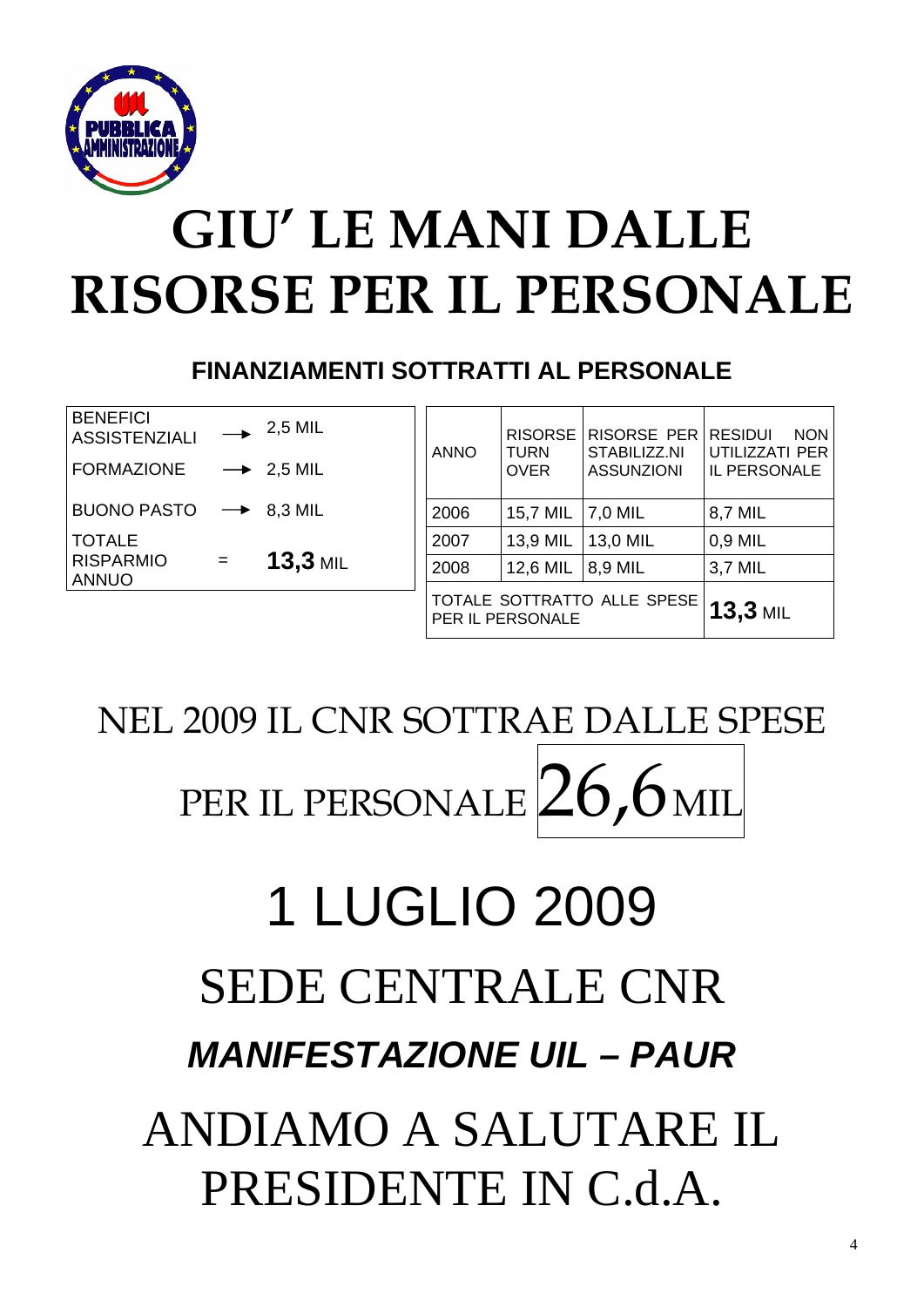# GIU' LE MANI DALLE RISORSE PER IL PERSONALE

## FINANZIAMENTI SOTTRATTI AL PERSONALE

| | | |
|---|---|---|
| BENEFICI ASSISTENZIALI | → | 2,5 MIL |
| FORMAZIONE | → | 2,5 MIL |
| BUONO PASTO | → | 8,3 MIL |
| TOTALE RISPARMIO ANNUO | = | **13,3** MIL |

| ANNO | RISORSE TURN OVER | RISORSE PER STABILIZZ.NI ASSUNZIONI | RESIDUI NON UTILIZZATI PER IL PERSONALE |
|---|---|---|---|
| 2006 | 15,7 MIL | 7,0 MIL | 8,7 MIL |
| 2007 | 13,9 MIL | 13,0 MIL | 0,9 MIL |
| 2008 | 12,6 MIL | 8,9 MIL | 3,7 MIL |
| TOTALE SOTTRATTO ALLE SPESE PER IL PERSONALE | | | **13,3** MIL |

NEL 2009 IL CNR SOTTRAE DALLE SPESE PER IL PERSONALE **26,6** MIL

# 1 LUGLIO 2009

# SEDE CENTRALE CNR

## ***MANIFESTAZIONE UIL – PAUR***

# ANDIAMO A SALUTARE IL PRESIDENTE IN C.d.A.